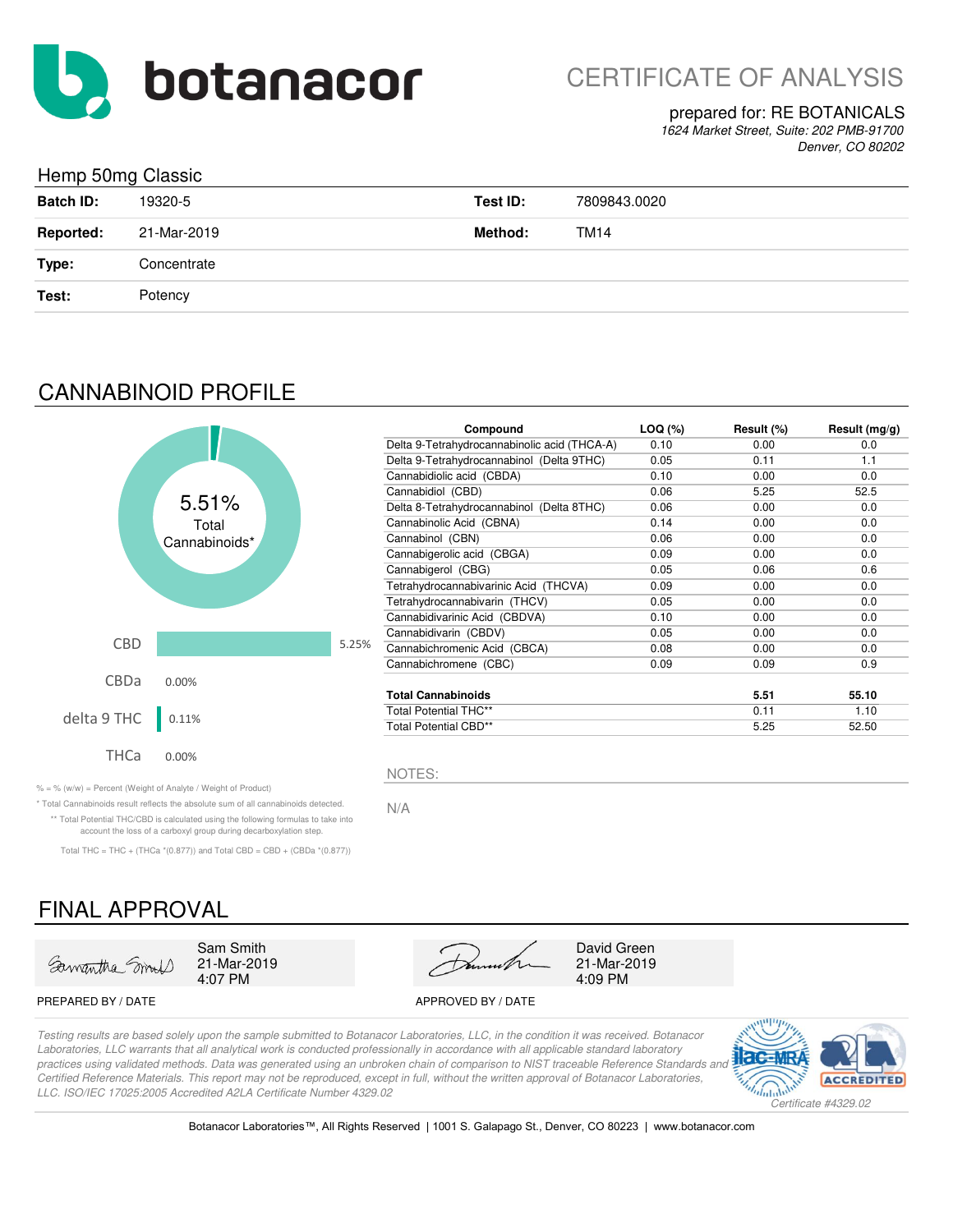# botanacor

## CERTIFICATE OF ANALYSIS

prepared for: RE BOTANICALS

*1624 Market Street, Suite: 202 PMB-91700*
*Denver, CO 80202*

### Hemp 50mg Classic

| | | | |
|---|---|---|---|
| **Batch ID:** | 19320-5 | **Test ID:** | 7809843.0020 |
| **Reported:** | 21-Mar-2019 | **Method:** | TM14 |
| **Type:** | Concentrate | | |
| **Test:** | Potency | | |

## CANNABINOID PROFILE

5.51% Total Cannabinoids*

| | |
|---|---|
| CBD | 5.25% |
| CBDa | 0.00% |
| delta 9 THC | 0.11% |
| THCa | 0.00% |

| Compound | LOQ (%) | Result (%) | Result (mg/g) |
|---|---|---|---|
| Delta 9-Tetrahydrocannabinolic acid (THCA-A) | 0.10 | 0.00 | 0.0 |
| Delta 9-Tetrahydrocannabinol (Delta 9THC) | 0.05 | 0.11 | 1.1 |
| Cannabidiolic acid (CBDA) | 0.10 | 0.00 | 0.0 |
| Cannabidiol (CBD) | 0.06 | 5.25 | 52.5 |
| Delta 8-Tetrahydrocannabinol (Delta 8THC) | 0.06 | 0.00 | 0.0 |
| Cannabinolic Acid (CBNA) | 0.14 | 0.00 | 0.0 |
| Cannabinol (CBN) | 0.06 | 0.00 | 0.0 |
| Cannabigerolic acid (CBGA) | 0.09 | 0.00 | 0.0 |
| Cannabigerol (CBG) | 0.05 | 0.06 | 0.6 |
| Tetrahydrocannabivarinic Acid (THCVA) | 0.09 | 0.00 | 0.0 |
| Tetrahydrocannabivarin (THCV) | 0.05 | 0.00 | 0.0 |
| Cannabidivarinic Acid (CBDVA) | 0.10 | 0.00 | 0.0 |
| Cannabidivarin (CBDV) | 0.05 | 0.00 | 0.0 |
| Cannabichromenic Acid (CBCA) | 0.08 | 0.00 | 0.0 |
| Cannabichromene (CBC) | 0.09 | 0.09 | 0.9 |
| **Total Cannabinoids** | | **5.51** | **55.10** |
| Total Potential THC** | | 0.11 | 1.10 |
| Total Potential CBD** | | 5.25 | 52.50 |

% = % (w/w) = Percent (Weight of Analyte / Weight of Product)

* Total Cannabinoids result reflects the absolute sum of all cannabinoids detected.

** Total Potential THC/CBD is calculated using the following formulas to take into account the loss of a carboxyl group during decarboxylation step.

Total THC = THC + (THCa *(0.877)) and Total CBD = CBD + (CBDa *(0.877))

NOTES:

N/A

## FINAL APPROVAL

| | |
|---|---|
| Sam Smith<br>21-Mar-2019<br>4:07 PM | David Green<br>21-Mar-2019<br>4:09 PM |
| PREPARED BY / DATE | APPROVED BY / DATE |

*Testing results are based solely upon the sample submitted to Botanacor Laboratories, LLC, in the condition it was received. Botanacor Laboratories, LLC warrants that all analytical work is conducted professionally in accordance with all applicable standard laboratory practices using validated methods. Data was generated using an unbroken chain of comparison to NIST traceable Reference Standards and Certified Reference Materials. This report may not be reproduced, except in full, without the written approval of Botanacor Laboratories, LLC. ISO/IEC 17025:2005 Accredited A2LA Certificate Number 4329.02*

*Certificate #4329.02*

Botanacor Laboratories™, All Rights Reserved | 1001 S. Galapago St., Denver, CO 80223 | www.botanacor.com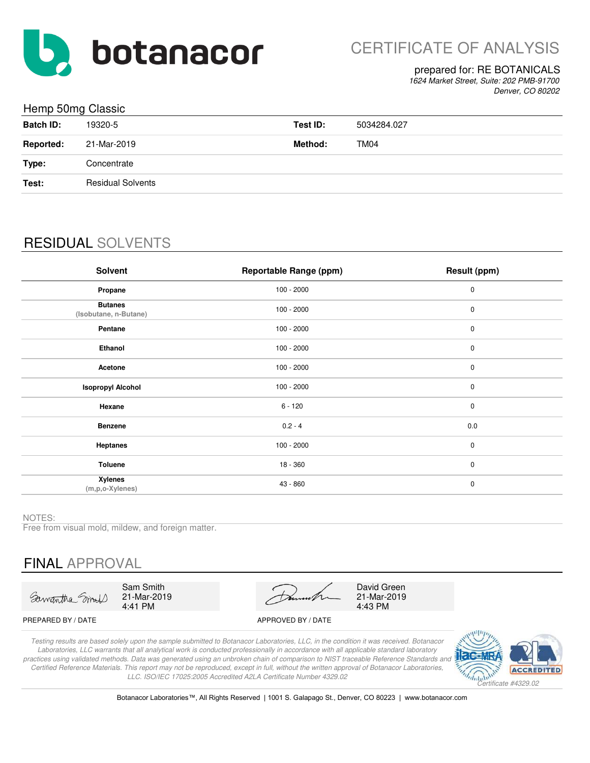# botanacor

## CERTIFICATE OF ANALYSIS

prepared for: RE BOTANICALS
*1624 Market Street, Suite: 202 PMB-91700*
*Denver, CO 80202*

### Hemp 50mg Classic

| | | | |
|---|---|---|---|
| **Batch ID:** | 19320-5 | **Test ID:** | 5034284.027 |
| **Reported:** | 21-Mar-2019 | **Method:** | TM04 |
| **Type:** | Concentrate | | |
| **Test:** | Residual Solvents | | |

## RESIDUAL SOLVENTS

| Solvent | Reportable Range (ppm) | Result (ppm) |
|---|---|---|
| **Propane** | 100 - 2000 | 0 |
| **Butanes** (Isobutane, n-Butane) | 100 - 2000 | 0 |
| **Pentane** | 100 - 2000 | 0 |
| **Ethanol** | 100 - 2000 | 0 |
| **Acetone** | 100 - 2000 | 0 |
| **Isopropyl Alcohol** | 100 - 2000 | 0 |
| **Hexane** | 6 - 120 | 0 |
| **Benzene** | 0.2 - 4 | 0.0 |
| **Heptanes** | 100 - 2000 | 0 |
| **Toluene** | 18 - 360 | 0 |
| **Xylenes** (m,p,o-Xylenes) | 43 - 860 | 0 |

NOTES:
Free from visual mold, mildew, and foreign matter.

## FINAL APPROVAL

| | |
|---|---|
| Sam Smith<br>21-Mar-2019<br>4:41 PM | David Green<br>21-Mar-2019<br>4:43 PM |
| PREPARED BY / DATE | APPROVED BY / DATE |

*Testing results are based solely upon the sample submitted to Botanacor Laboratories, LLC, in the condition it was received. Botanacor Laboratories, LLC warrants that all analytical work is conducted professionally in accordance with all applicable standard laboratory practices using validated methods. Data was generated using an unbroken chain of comparison to NIST traceable Reference Standards and Certified Reference Materials. This report may not be reproduced, except in full, without the written approval of Botanacor Laboratories, LLC. ISO/IEC 17025:2005 Accredited A2LA Certificate Number 4329.02*

*Certificate #4329.02*

Botanacor Laboratories™, All Rights Reserved | 1001 S. Galapago St., Denver, CO 80223 | www.botanacor.com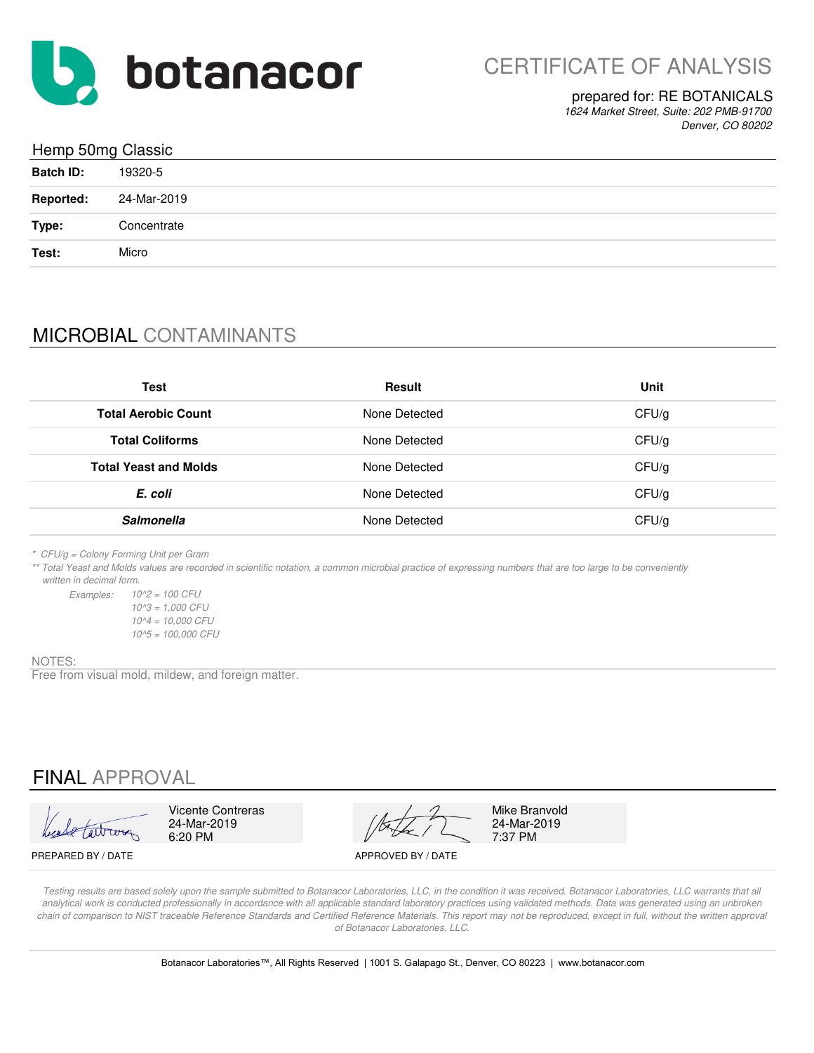botanacor

# CERTIFICATE OF ANALYSIS

prepared for: RE BOTANICALS
*1624 Market Street, Suite: 202 PMB-91700*
*Denver, CO 80202*

## Hemp 50mg Classic

| | |
|---|---|
| **Batch ID:** | 19320-5 |
| **Reported:** | 24-Mar-2019 |
| **Type:** | Concentrate |
| **Test:** | Micro |

## MICROBIAL CONTAMINANTS

| Test | Result | Unit |
|---|---|---|
| **Total Aerobic Count** | None Detected | CFU/g |
| **Total Coliforms** | None Detected | CFU/g |
| **Total Yeast and Molds** | None Detected | CFU/g |
| ***E. coli*** | None Detected | CFU/g |
| ***Salmonella*** | None Detected | CFU/g |

*\* CFU/g = Colony Forming Unit per Gram*

*\*\* Total Yeast and Molds values are recorded in scientific notation, a common microbial practice of expressing numbers that are too large to be conveniently written in decimal form.*

*Examples:*
- *$10^2$ = 100 CFU*
- *$10^3$ = 1,000 CFU*
- *$10^4$ = 10,000 CFU*
- *$10^5$ = 100,000 CFU*

NOTES:
Free from visual mold, mildew, and foreign matter.

## FINAL APPROVAL

Vicente Contreras
24-Mar-2019
6:20 PM

PREPARED BY / DATE

Mike Branvold
24-Mar-2019
7:37 PM

APPROVED BY / DATE

*Testing results are based solely upon the sample submitted to Botanacor Laboratories, LLC, in the condition it was received. Botanacor Laboratories, LLC warrants that all analytical work is conducted professionally in accordance with all applicable standard laboratory practices using validated methods. Data was generated using an unbroken chain of comparison to NIST traceable Reference Standards and Certified Reference Materials. This report may not be reproduced, except in full, without the written approval of Botanacor Laboratories, LLC.*

Botanacor Laboratories™, All Rights Reserved | 1001 S. Galapago St., Denver, CO 80223 | www.botanacor.com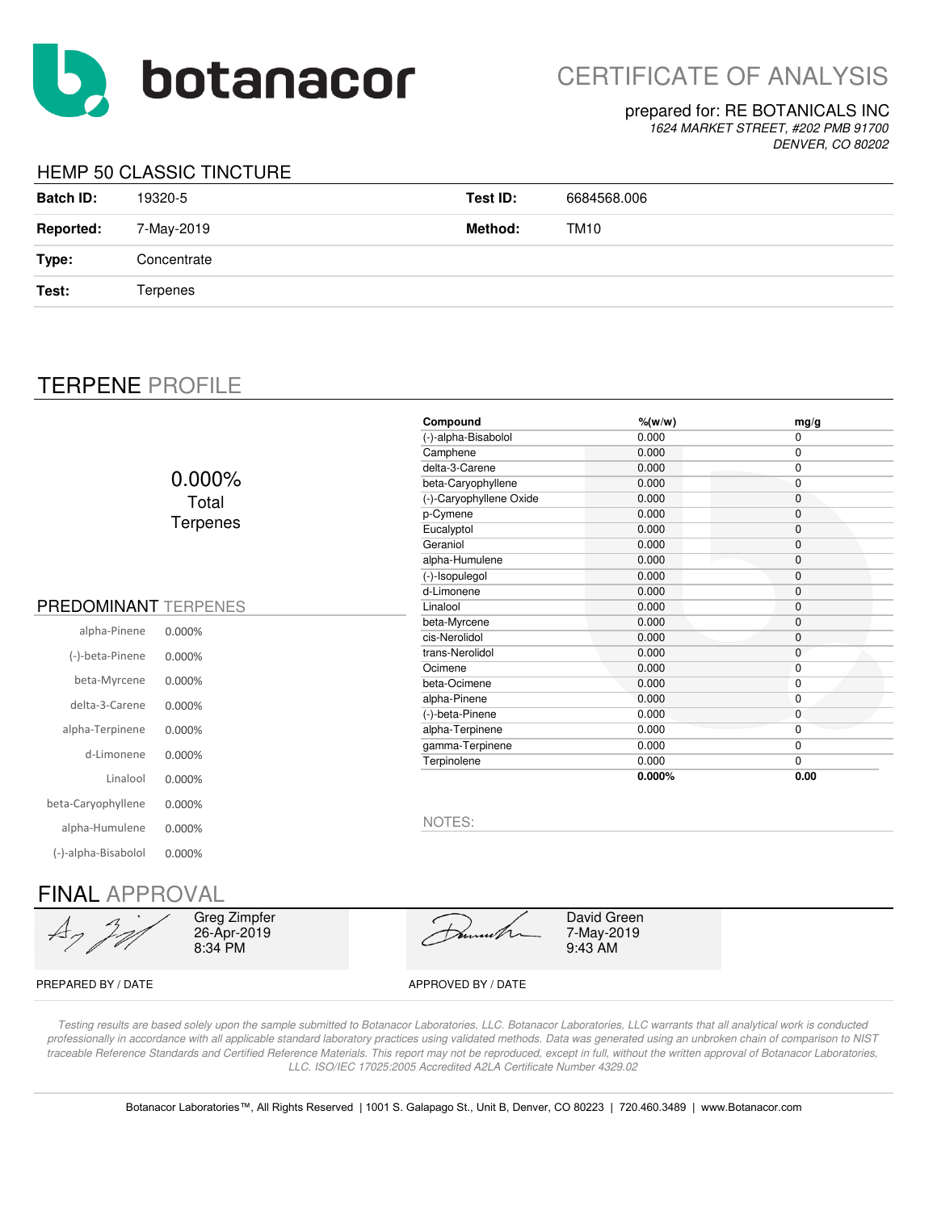botanacor

# CERTIFICATE OF ANALYSIS

prepared for: RE BOTANICALS INC
*1624 MARKET STREET, #202 PMB 91700*
*DENVER, CO 80202*

## HEMP 50 CLASSIC TINCTURE

| | | | |
|---|---|---|---|
| **Batch ID:** | 19320-5 | **Test ID:** | 6684568.006 |
| **Reported:** | 7-May-2019 | **Method:** | TM10 |
| **Type:** | Concentrate | | |
| **Test:** | Terpenes | | |

## TERPENE PROFILE

0.000%
Total Terpenes

### PREDOMINANT TERPENES

| | |
|---|---|
| alpha-Pinene | 0.000% |
| (-)-beta-Pinene | 0.000% |
| beta-Myrcene | 0.000% |
| delta-3-Carene | 0.000% |
| alpha-Terpinene | 0.000% |
| d-Limonene | 0.000% |
| Linalool | 0.000% |
| beta-Caryophyllene | 0.000% |
| alpha-Humulene | 0.000% |
| (-)-alpha-Bisabolol | 0.000% |

| Compound | %(w/w) | mg/g |
|---|---|---|
| (-)-alpha-Bisabolol | 0.000 | 0 |
| Camphene | 0.000 | 0 |
| delta-3-Carene | 0.000 | 0 |
| beta-Caryophyllene | 0.000 | 0 |
| (-)-Caryophyllene Oxide | 0.000 | 0 |
| p-Cymene | 0.000 | 0 |
| Eucalyptol | 0.000 | 0 |
| Geraniol | 0.000 | 0 |
| alpha-Humulene | 0.000 | 0 |
| (-)-Isopulegol | 0.000 | 0 |
| d-Limonene | 0.000 | 0 |
| Linalool | 0.000 | 0 |
| beta-Myrcene | 0.000 | 0 |
| cis-Nerolidol | 0.000 | 0 |
| trans-Nerolidol | 0.000 | 0 |
| Ocimene | 0.000 | 0 |
| beta-Ocimene | 0.000 | 0 |
| alpha-Pinene | 0.000 | 0 |
| (-)-beta-Pinene | 0.000 | 0 |
| alpha-Terpinene | 0.000 | 0 |
| gamma-Terpinene | 0.000 | 0 |
| Terpinolene | 0.000 | 0 |
| | **0.000%** | **0.00** |

NOTES:

## FINAL APPROVAL

| | |
|---|---|
| Greg Zimpfer<br>26-Apr-2019<br>8:34 PM | David Green<br>7-May-2019<br>9:43 AM |
| PREPARED BY / DATE | APPROVED BY / DATE |

*Testing results are based solely upon the sample submitted to Botanacor Laboratories, LLC. Botanacor Laboratories, LLC warrants that all analytical work is conducted professionally in accordance with all applicable standard laboratory practices using validated methods. Data was generated using an unbroken chain of comparison to NIST traceable Reference Standards and Certified Reference Materials. This report may not be reproduced, except in full, without the written approval of Botanacor Laboratories, LLC. ISO/IEC 17025:2005 Accredited A2LA Certificate Number 4329.02*

Botanacor Laboratories™, All Rights Reserved | 1001 S. Galapago St., Unit B, Denver, CO 80223 | 720.460.3489 | www.Botanacor.com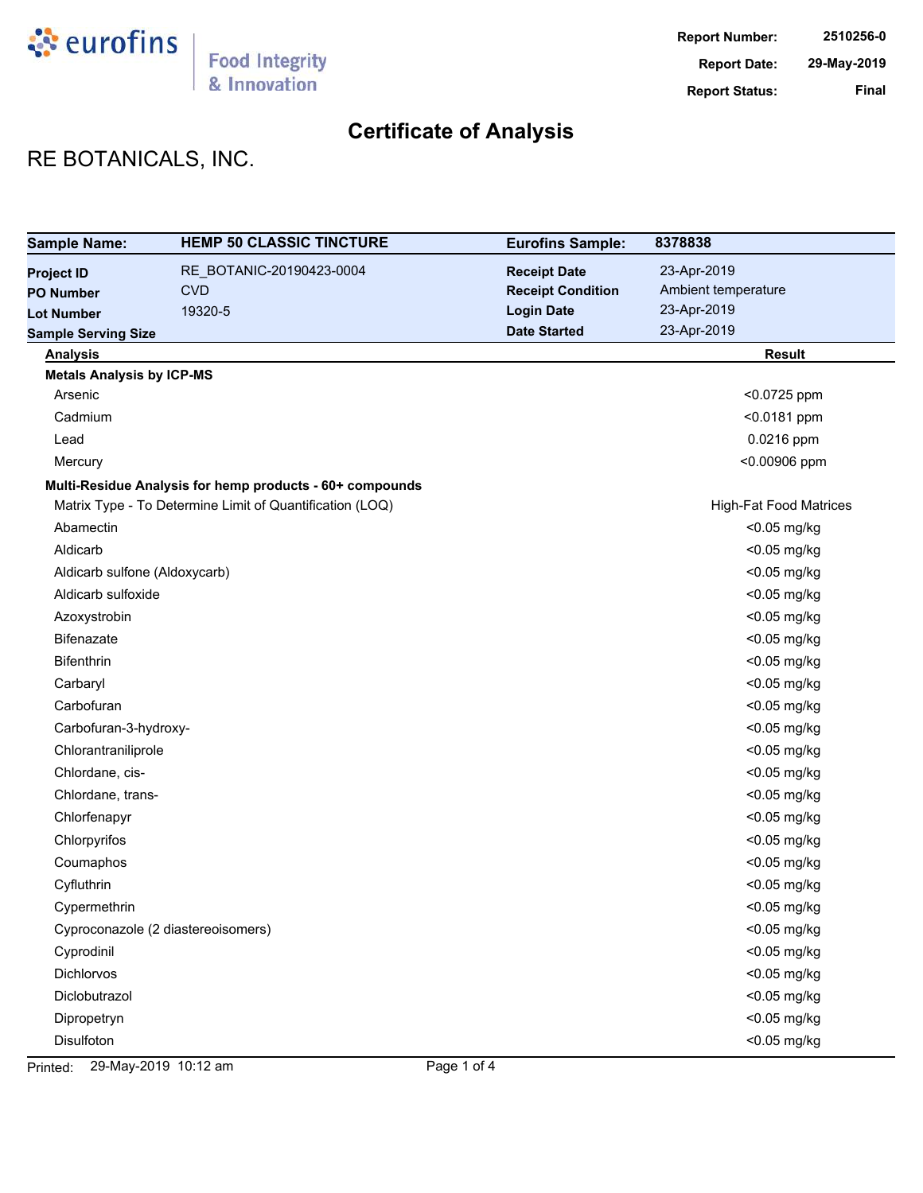eurofins | Food Integrity & Innovation

**Report Number:** 2510256-0
**Report Date:** 29-May-2019
**Report Status:** Final

# Certificate of Analysis

## RE BOTANICALS, INC.

| Sample Name: | HEMP 50 CLASSIC TINCTURE | Eurofins Sample: | 8378838 |
|---|---|---|---|
| Project ID | RE_BOTANIC-20190423-0004 | Receipt Date | 23-Apr-2019 |
| PO Number | CVD | Receipt Condition | Ambient temperature |
| Lot Number | 19320-5 | Login Date | 23-Apr-2019 |
| Sample Serving Size | | Date Started | 23-Apr-2019 |

| Analysis | Result |
|---|---|
| **Metals Analysis by ICP-MS** | |
| Arsenic | <0.0725 ppm |
| Cadmium | <0.0181 ppm |
| Lead | 0.0216 ppm |
| Mercury | <0.00906 ppm |
| **Multi-Residue Analysis for hemp products - 60+ compounds** | |
| Matrix Type - To Determine Limit of Quantification (LOQ) | High-Fat Food Matrices |
| Abamectin | <0.05 mg/kg |
| Aldicarb | <0.05 mg/kg |
| Aldicarb sulfone (Aldoxycarb) | <0.05 mg/kg |
| Aldicarb sulfoxide | <0.05 mg/kg |
| Azoxystrobin | <0.05 mg/kg |
| Bifenazate | <0.05 mg/kg |
| Bifenthrin | <0.05 mg/kg |
| Carbaryl | <0.05 mg/kg |
| Carbofuran | <0.05 mg/kg |
| Carbofuran-3-hydroxy- | <0.05 mg/kg |
| Chlorantraniliprole | <0.05 mg/kg |
| Chlordane, cis- | <0.05 mg/kg |
| Chlordane, trans- | <0.05 mg/kg |
| Chlorfenapyr | <0.05 mg/kg |
| Chlorpyrifos | <0.05 mg/kg |
| Coumaphos | <0.05 mg/kg |
| Cyfluthrin | <0.05 mg/kg |
| Cypermethrin | <0.05 mg/kg |
| Cyproconazole (2 diastereoisomers) | <0.05 mg/kg |
| Cyprodinil | <0.05 mg/kg |
| Dichlorvos | <0.05 mg/kg |
| Diclobutrazol | <0.05 mg/kg |
| Dipropetryn | <0.05 mg/kg |
| Disulfoton | <0.05 mg/kg |

Printed: 29-May-2019 10:12 am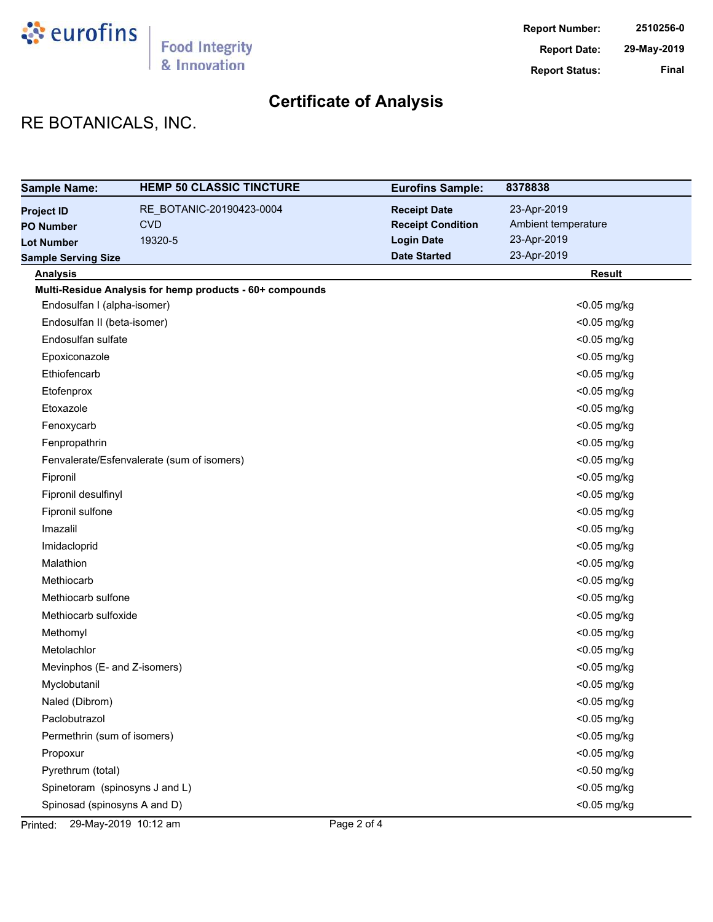eurofins | Food Integrity & Innovation

**Report Number:** 2510256-0
**Report Date:** 29-May-2019
**Report Status:** Final

# Certificate of Analysis

## RE BOTANICALS, INC.

| **Sample Name:** | **HEMP 50 CLASSIC TINCTURE** | **Eurofins Sample:** | **8378838** |
|---|---|---|---|
| **Project ID** | RE_BOTANIC-20190423-0004 | **Receipt Date** | 23-Apr-2019 |
| **PO Number** | CVD | **Receipt Condition** | Ambient temperature |
| **Lot Number** | 19320-5 | **Login Date** | 23-Apr-2019 |
| **Sample Serving Size** | | **Date Started** | 23-Apr-2019 |

| **Analysis** | **Result** |
|---|---|
| **Multi-Residue Analysis for hemp products - 60+ compounds** | |
| Endosulfan I (alpha-isomer) | <0.05 mg/kg |
| Endosulfan II (beta-isomer) | <0.05 mg/kg |
| Endosulfan sulfate | <0.05 mg/kg |
| Epoxiconazole | <0.05 mg/kg |
| Ethiofencarb | <0.05 mg/kg |
| Etofenprox | <0.05 mg/kg |
| Etoxazole | <0.05 mg/kg |
| Fenoxycarb | <0.05 mg/kg |
| Fenpropathrin | <0.05 mg/kg |
| Fenvalerate/Esfenvalerate (sum of isomers) | <0.05 mg/kg |
| Fipronil | <0.05 mg/kg |
| Fipronil desulfinyl | <0.05 mg/kg |
| Fipronil sulfone | <0.05 mg/kg |
| Imazalil | <0.05 mg/kg |
| Imidacloprid | <0.05 mg/kg |
| Malathion | <0.05 mg/kg |
| Methiocarb | <0.05 mg/kg |
| Methiocarb sulfone | <0.05 mg/kg |
| Methiocarb sulfoxide | <0.05 mg/kg |
| Methomyl | <0.05 mg/kg |
| Metolachlor | <0.05 mg/kg |
| Mevinphos (E- and Z-isomers) | <0.05 mg/kg |
| Myclobutanil | <0.05 mg/kg |
| Naled (Dibrom) | <0.05 mg/kg |
| Paclobutrazol | <0.05 mg/kg |
| Permethrin (sum of isomers) | <0.05 mg/kg |
| Propoxur | <0.05 mg/kg |
| Pyrethrum (total) | <0.50 mg/kg |
| Spinetoram (spinosyns J and L) | <0.05 mg/kg |
| Spinosad (spinosyns A and D) | <0.05 mg/kg |

Printed: 29-May-2019 10:12 am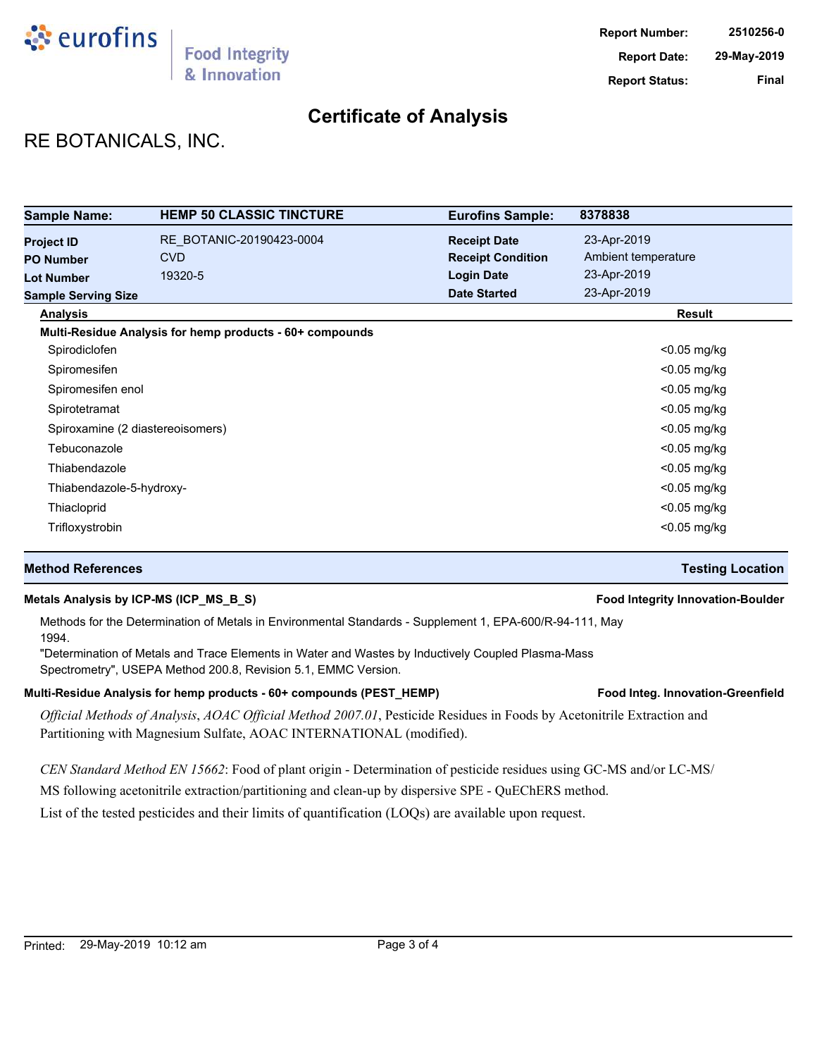eurofins | Food Integrity & Innovation

**Report Number:** 2510256-0
**Report Date:** 29-May-2019
**Report Status:** Final

# Certificate of Analysis

## RE BOTANICALS, INC.

| **Sample Name:** | **HEMP 50 CLASSIC TINCTURE** | **Eurofins Sample:** | **8378838** |
|---|---|---|---|
| **Project ID** | RE_BOTANIC-20190423-0004 | **Receipt Date** | 23-Apr-2019 |
| **PO Number** | CVD | **Receipt Condition** | Ambient temperature |
| **Lot Number** | 19320-5 | **Login Date** | 23-Apr-2019 |
| **Sample Serving Size** | | **Date Started** | 23-Apr-2019 |

| **Analysis** | **Result** |
|---|---|
| **Multi-Residue Analysis for hemp products - 60+ compounds** | |
| Spirodiclofen | <0.05 mg/kg |
| Spiromesifen | <0.05 mg/kg |
| Spiromesifen enol | <0.05 mg/kg |
| Spirotetramat | <0.05 mg/kg |
| Spiroxamine (2 diastereoisomers) | <0.05 mg/kg |
| Tebuconazole | <0.05 mg/kg |
| Thiabendazole | <0.05 mg/kg |
| Thiabendazole-5-hydroxy- | <0.05 mg/kg |
| Thiacloprid | <0.05 mg/kg |
| Trifloxystrobin | <0.05 mg/kg |

| **Method References** | **Testing Location** |
|---|---|

**Metals Analysis by ICP-MS (ICP_MS_B_S)** — **Food Integrity Innovation-Boulder**

Methods for the Determination of Metals in Environmental Standards - Supplement 1, EPA-600/R-94-111, May 1994.
"Determination of Metals and Trace Elements in Water and Wastes by Inductively Coupled Plasma-Mass Spectrometry", USEPA Method 200.8, Revision 5.1, EMMC Version.

**Multi-Residue Analysis for hemp products - 60+ compounds (PEST_HEMP)** — **Food Integ. Innovation-Greenfield**

*Official Methods of Analysis*, *AOAC Official Method 2007.01*, Pesticide Residues in Foods by Acetonitrile Extraction and Partitioning with Magnesium Sulfate, AOAC INTERNATIONAL (modified).

*CEN Standard Method EN 15662*: Food of plant origin - Determination of pesticide residues using GC-MS and/or LC-MS/MS following acetonitrile extraction/partitioning and clean-up by dispersive SPE - QuEChERS method.
List of the tested pesticides and their limits of quantification (LOQs) are available upon request.

Printed: 29-May-2019 10:12 am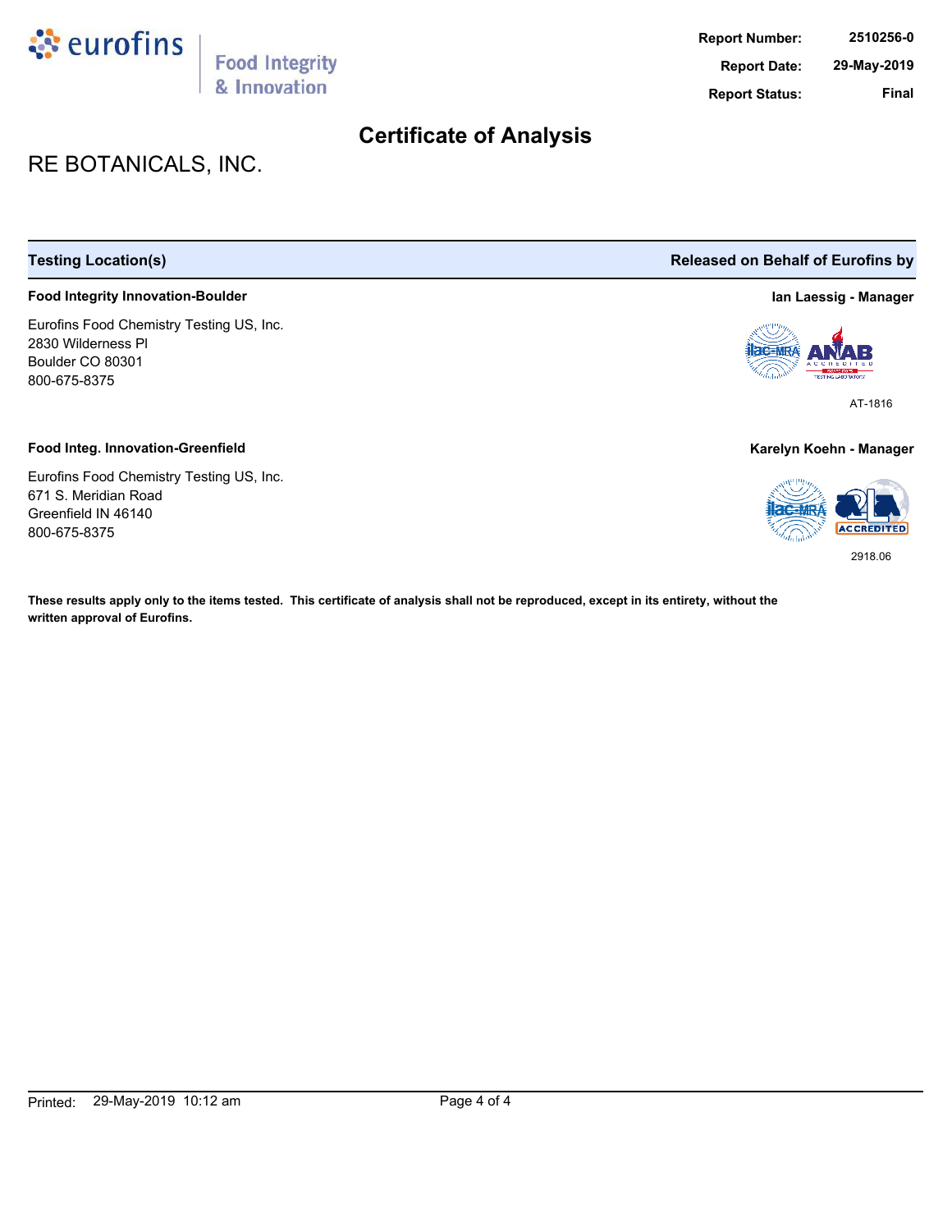**Report Number:** 2510256-0
**Report Date:** 29-May-2019
**Report Status:** Final

# Certificate of Analysis

## RE BOTANICALS, INC.

| Testing Location(s) | Released on Behalf of Eurofins by |
|---|---|
| **Food Integrity Innovation-Boulder** | **Ian Laessig - Manager** |
| Eurofins Food Chemistry Testing US, Inc.<br>2830 Wilderness Pl<br>Boulder CO 80301<br>800-675-8375 | AT-1816 |
| **Food Integ. Innovation-Greenfield** | **Karelyn Koehn - Manager** |
| Eurofins Food Chemistry Testing US, Inc.<br>671 S. Meridian Road<br>Greenfield IN 46140<br>800-675-8375 | 2918.06 |

**These results apply only to the items tested. This certificate of analysis shall not be reproduced, except in its entirety, without the written approval of Eurofins.**

Printed: 29-May-2019 10:12 am